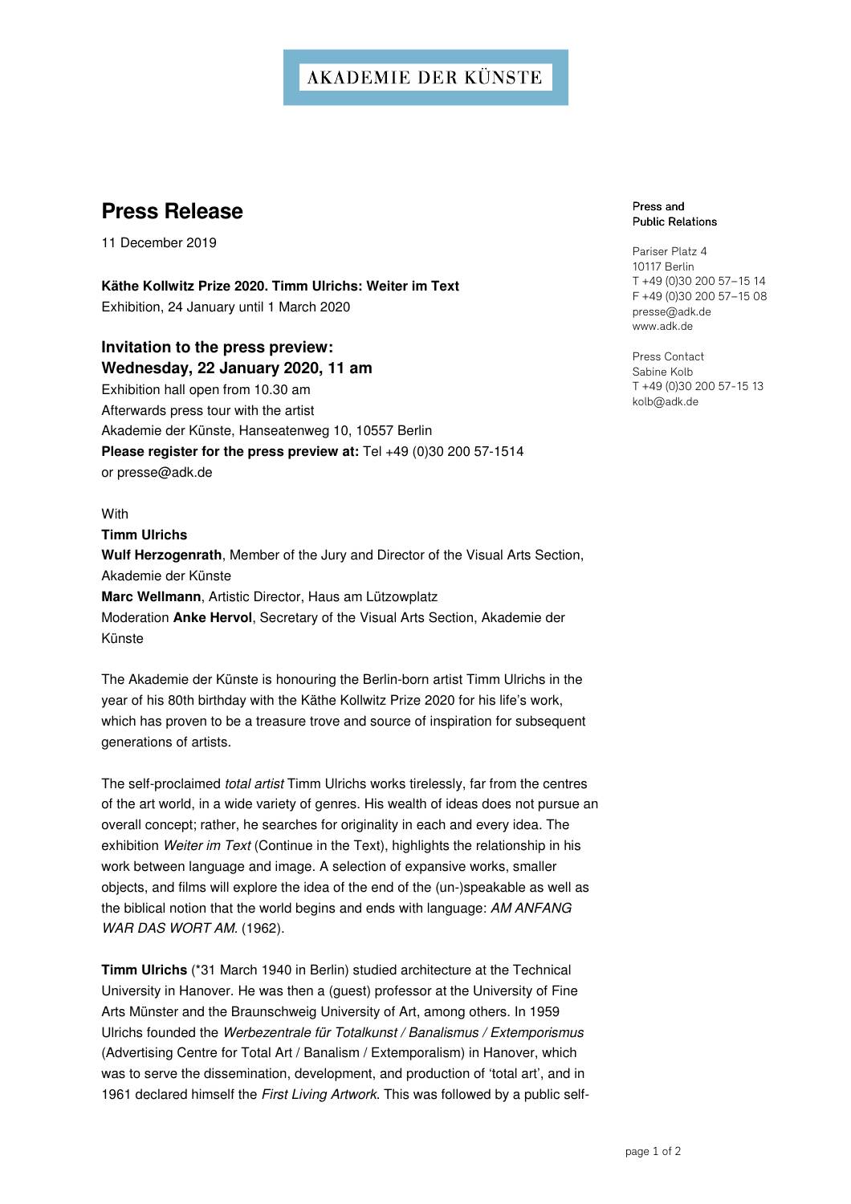AKADEMIE DER KÜNSTE

# Press Release

11 December 2019

**Käthe Kollwitz Prize 2020. Timm Ulrichs: Weiter im Text**
Exhibition, 24 January until 1 March 2020

## Invitation to the press preview: Wednesday, 22 January 2020, 11 am

Exhibition hall open from 10.30 am
Afterwards press tour with the artist
Akademie der Künste, Hanseatenweg 10, 10557 Berlin
**Please register for the press preview at:** Tel +49 (0)30 200 57-1514
or presse@adk.de

With
**Timm Ulrichs**
**Wulf Herzogenrath**, Member of the Jury and Director of the Visual Arts Section, Akademie der Künste
**Marc Wellmann**, Artistic Director, Haus am Lützowplatz
Moderation **Anke Hervol**, Secretary of the Visual Arts Section, Akademie der Künste

The Akademie der Künste is honouring the Berlin-born artist Timm Ulrichs in the year of his 80th birthday with the Käthe Kollwitz Prize 2020 for his life's work, which has proven to be a treasure trove and source of inspiration for subsequent generations of artists.

The self-proclaimed *total artist* Timm Ulrichs works tirelessly, far from the centres of the art world, in a wide variety of genres. His wealth of ideas does not pursue an overall concept; rather, he searches for originality in each and every idea. The exhibition *Weiter im Text* (Continue in the Text), highlights the relationship in his work between language and image. A selection of expansive works, smaller objects, and films will explore the idea of the end of the (un-)speakable as well as the biblical notion that the world begins and ends with language: *AM ANFANG WAR DAS WORT AM.* (1962).

**Timm Ulrichs** (*31 March 1940 in Berlin) studied architecture at the Technical University in Hanover. He was then a (guest) professor at the University of Fine Arts Münster and the Braunschweig University of Art, among others. In 1959 Ulrichs founded the *Werbezentrale für Totalkunst / Banalismus / Extemporismus* (Advertising Centre for Total Art / Banalism / Extemporalism) in Hanover, which was to serve the dissemination, development, and production of 'total art', and in 1961 declared himself the *First Living Artwork*. This was followed by a public self-

Press and
Public Relations

Pariser Platz 4
10117 Berlin
T +49 (0)30 200 57–15 14
F +49 (0)30 200 57–15 08
presse@adk.de
www.adk.de

Press Contact
Sabine Kolb
T +49 (0)30 200 57-15 13
kolb@adk.de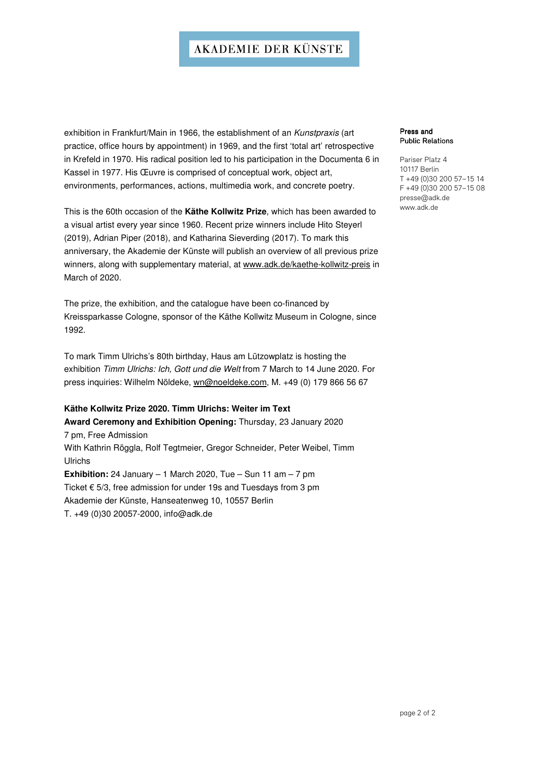exhibition in Frankfurt/Main in 1966, the establishment of an *Kunstpraxis* (art practice, office hours by appointment) in 1969, and the first 'total art' retrospective in Krefeld in 1970. His radical position led to his participation in the Documenta 6 in Kassel in 1977. His Œuvre is comprised of conceptual work, object art, environments, performances, actions, multimedia work, and concrete poetry.

This is the 60th occasion of the **Käthe Kollwitz Prize**, which has been awarded to a visual artist every year since 1960. Recent prize winners include Hito Steyerl (2019), Adrian Piper (2018), and Katharina Sieverding (2017). To mark this anniversary, the Akademie der Künste will publish an overview of all previous prize winners, along with supplementary material, at www.adk.de/kaethe-kollwitz-preis in March of 2020.

The prize, the exhibition, and the catalogue have been co-financed by Kreissparkasse Cologne, sponsor of the Käthe Kollwitz Museum in Cologne, since 1992.

To mark Timm Ulrichs's 80th birthday, Haus am Lützowplatz is hosting the exhibition *Timm Ulrichs: Ich, Gott und die Welt* from 7 March to 14 June 2020. For press inquiries: Wilhelm Nöldeke, wn@noeldeke.com, M. +49 (0) 179 866 56 67

**Käthe Kollwitz Prize 2020. Timm Ulrichs: Weiter im Text**
**Award Ceremony and Exhibition Opening:** Thursday, 23 January 2020
7 pm, Free Admission
With Kathrin Röggla, Rolf Tegtmeier, Gregor Schneider, Peter Weibel, Timm Ulrichs
**Exhibition:** 24 January – 1 March 2020, Tue – Sun 11 am – 7 pm
Ticket € 5/3, free admission for under 19s and Tuesdays from 3 pm
Akademie der Künste, Hanseatenweg 10, 10557 Berlin
T. +49 (0)30 20057-2000, info@adk.de

**Press and Public Relations**

Pariser Platz 4
10117 Berlin
T +49 (0)30 200 57–15 14
F +49 (0)30 200 57–15 08
presse@adk.de
www.adk.de